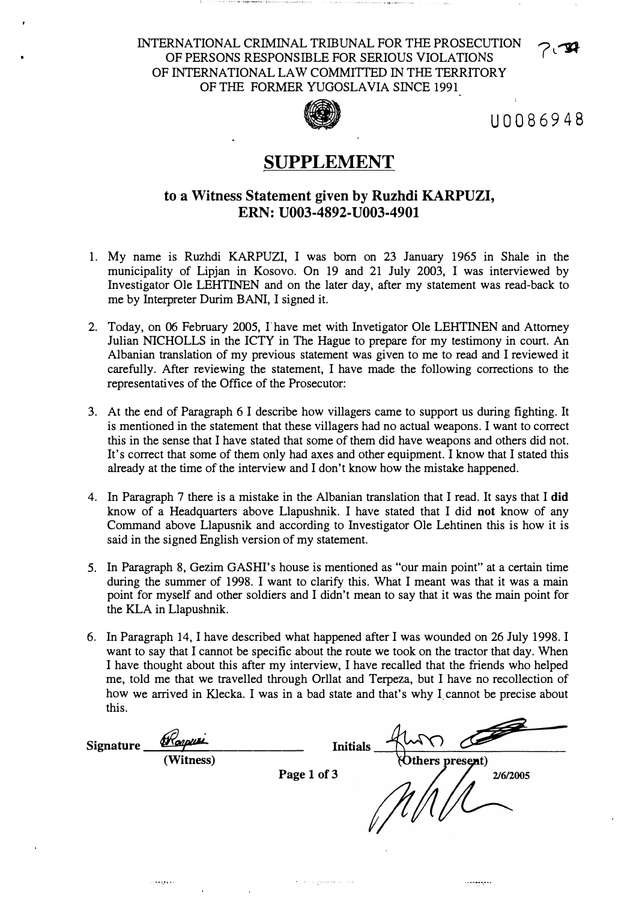INTERNATIONAL CRIMINAL TRIBUNAL FOR THE PROSECUTION OF PERSONS RESPONSIBLE FOR SERIOUS VIOLATIONS OF INTERNATIONAL LAW COMMITTED IN THE TERRITORY OF THE FORMER YUGOSLAVIA SINCE 1991

U0086948

# SUPPLEMENT

## to a Witness Statement given by Ruzhdi KARPUZI, ERN: U003-4892-U003-4901

1. My name is Ruzhdi KARPUZI, I was born on 23 January 1965 in Shale in the municipality of Lipjan in Kosovo. On 19 and 21 July 2003, I was interviewed by Investigator Ole LEHTINEN and on the later day, after my statement was read-back to me by Interpreter Durim BANI, I signed it.

2. Today, on 06 February 2005, I have met with Invetigator Ole LEHTINEN and Attorney Julian NICHOLLS in the ICTY in The Hague to prepare for my testimony in court. An Albanian translation of my previous statement was given to me to read and I reviewed it carefully. After reviewing the statement, I have made the following corrections to the representatives of the Office of the Prosecutor:

3. At the end of Paragraph 6 I describe how villagers came to support us during fighting. It is mentioned in the statement that these villagers had no actual weapons. I want to correct this in the sense that I have stated that some of them did have weapons and others did not. It's correct that some of them only had axes and other equipment. I know that I stated this already at the time of the interview and I don't know how the mistake happened.

4. In Paragraph 7 there is a mistake in the Albanian translation that I read. It says that I **did** know of a Headquarters above Llapushnik. I have stated that I did **not** know of any Command above Llapusnik and according to Investigator Ole Lehtinen this is how it is said in the signed English version of my statement.

5. In Paragraph 8, Gezim GASHI's house is mentioned as "our main point" at a certain time during the summer of 1998. I want to clarify this. What I meant was that it was a main point for myself and other soldiers and I didn't mean to say that it was the main point for the KLA in Llapushnik.

6. In Paragraph 14, I have described what happened after I was wounded on 26 July 1998. I want to say that I cannot be specific about the route we took on the tractor that day. When I have thought about this after my interview, I have recalled that the friends who helped me, told me that we travelled through Orllat and Terpeza, but I have no recollection of how we arrived in Klecka. I was in a bad state and that's why I cannot be precise about this.

**Signature** ____________ **(Witness)** **Initials** ____________ **(Others present)**

2/6/2005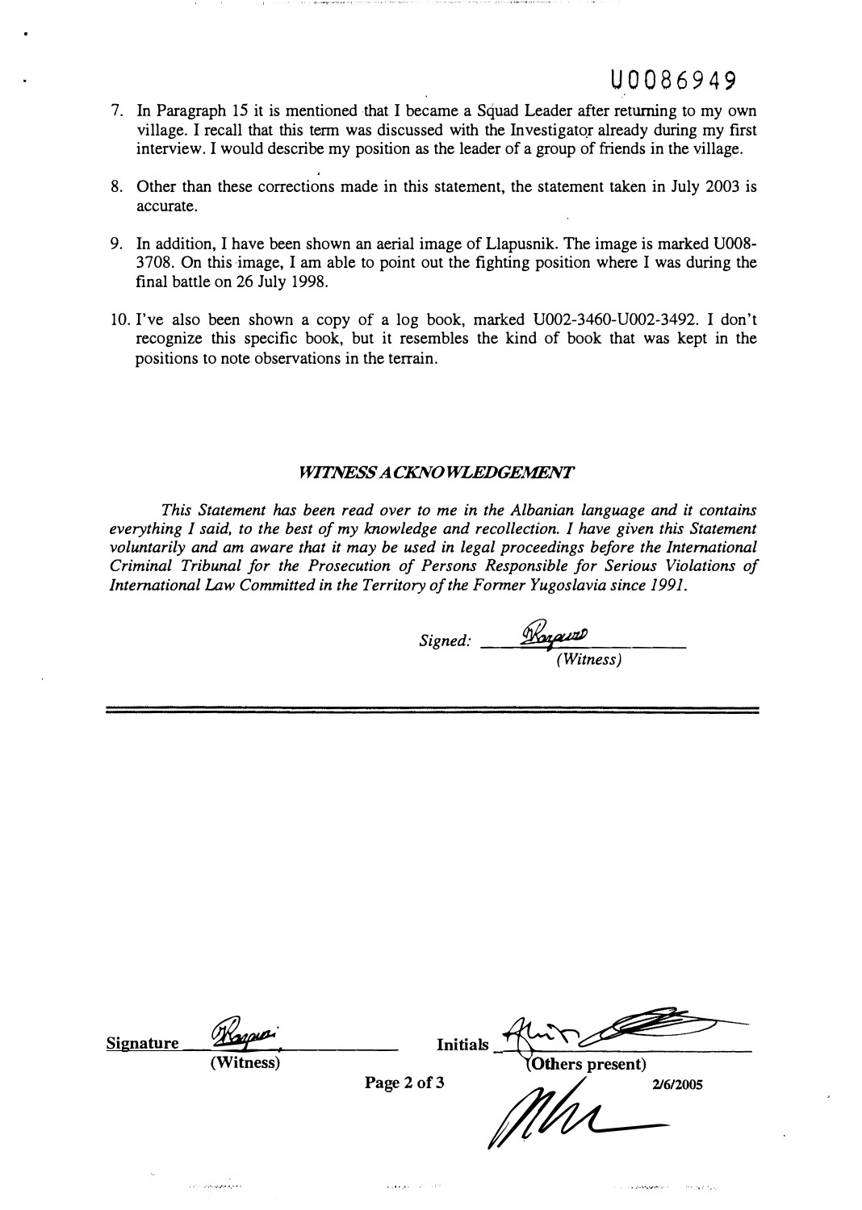U0086949

7. In Paragraph 15 it is mentioned that I became a Squad Leader after returning to my own village. I recall that this term was discussed with the Investigator already during my first interview. I would describe my position as the leader of a group of friends in the village.

8. Other than these corrections made in this statement, the statement taken in July 2003 is accurate.

9. In addition, I have been shown an aerial image of Llapusnik. The image is marked U008-3708. On this image, I am able to point out the fighting position where I was during the final battle on 26 July 1998.

10. I've also been shown a copy of a log book, marked U002-3460-U002-3492. I don't recognize this specific book, but it resembles the kind of book that was kept in the positions to note observations in the terrain.

### *WITNESS ACKNOWLEDGEMENT*

*This Statement has been read over to me in the Albanian language and it contains everything I said, to the best of my knowledge and recollection. I have given this Statement voluntarily and am aware that it may be used in legal proceedings before the International Criminal Tribunal for the Prosecution of Persons Responsible for Serious Violations of International Law Committed in the Territory of the Former Yugoslavia since 1991.*

*Signed:* ______________
*(Witness)*

**Signature** ______________ **(Witness)**

**Initials** ______________ **(Others present)**

**2/6/2005**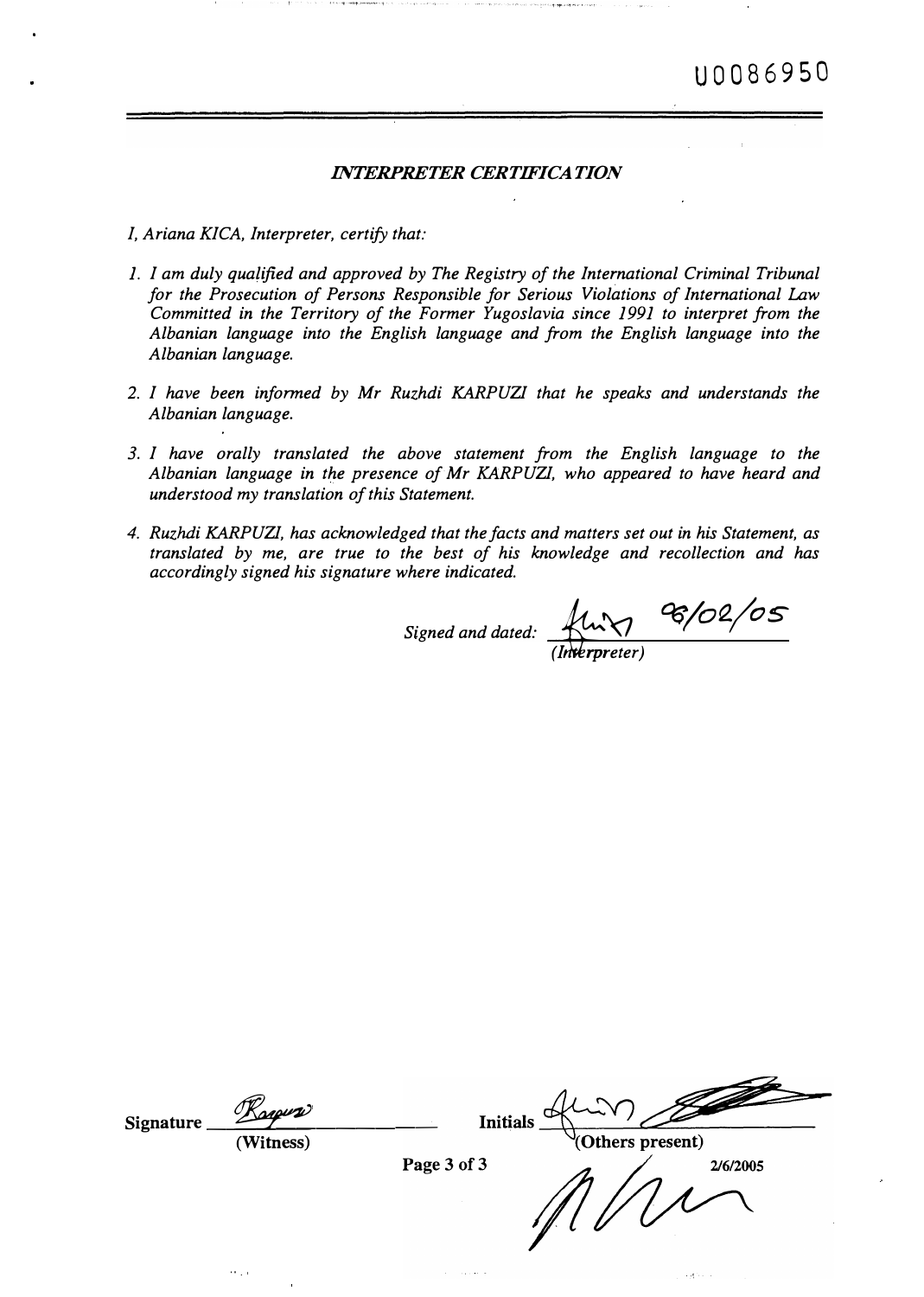U0086950

## *INTERPRETER CERTIFICATION*

*I, Ariana KICA, Interpreter, certify that:*

1. *I am duly qualified and approved by The Registry of the International Criminal Tribunal for the Prosecution of Persons Responsible for Serious Violations of International Law Committed in the Territory of the Former Yugoslavia since 1991 to interpret from the Albanian language into the English language and from the English language into the Albanian language.*

2. *I have been informed by Mr Ruzhdi KARPUZI that he speaks and understands the Albanian language.*

3. *I have orally translated the above statement from the English language to the Albanian language in the presence of Mr KARPUZI, who appeared to have heard and understood my translation of this Statement.*

4. *Ruzhdi KARPUZI, has acknowledged that the facts and matters set out in his Statement, as translated by me, are true to the best of his knowledge and recollection and has accordingly signed his signature where indicated.*

*Signed and dated:* 06/02/05
*(Interpreter)*

**Signature** ____________ **(Witness)**

**Initials** ____________ **(Others present)**

**2/6/2005**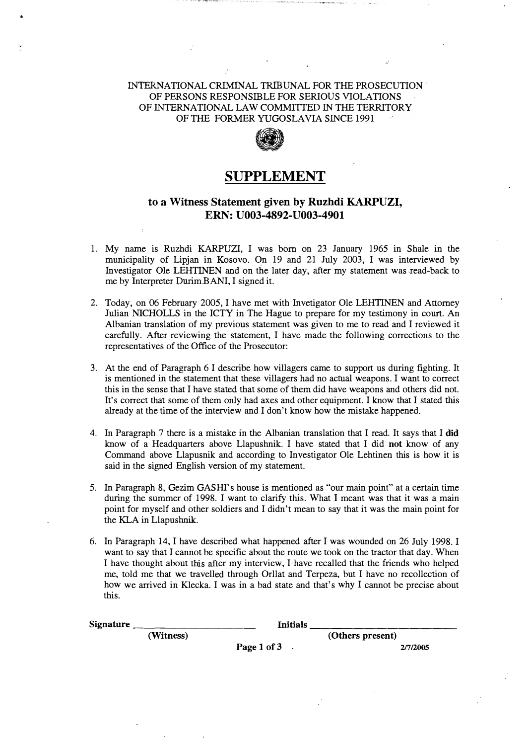INTERNATIONAL CRIMINAL TRIBUNAL FOR THE PROSECUTION OF PERSONS RESPONSIBLE FOR SERIOUS VIOLATIONS OF INTERNATIONAL LAW COMMITTED IN THE TERRITORY OF THE FORMER YUGOSLAVIA SINCE 1991

# SUPPLEMENT

## to a Witness Statement given by Ruzhdi KARPUZI, ERN: U003-4892-U003-4901

1. My name is Ruzhdi KARPUZI, I was born on 23 January 1965 in Shale in the municipality of Lipjan in Kosovo. On 19 and 21 July 2003, I was interviewed by Investigator Ole LEHTINEN and on the later day, after my statement was read-back to me by Interpreter Durim BANI, I signed it.

2. Today, on 06 February 2005, I have met with Invetigator Ole LEHTINEN and Attorney Julian NICHOLLS in the ICTY in The Hague to prepare for my testimony in court. An Albanian translation of my previous statement was given to me to read and I reviewed it carefully. After reviewing the statement, I have made the following corrections to the representatives of the Office of the Prosecutor:

3. At the end of Paragraph 6 I describe how villagers came to support us during fighting. It is mentioned in the statement that these villagers had no actual weapons. I want to correct this in the sense that I have stated that some of them did have weapons and others did not. It's correct that some of them only had axes and other equipment. I know that I stated this already at the time of the interview and I don't know how the mistake happened.

4. In Paragraph 7 there is a mistake in the Albanian translation that I read. It says that I **did** know of a Headquarters above Llapushnik. I have stated that I did **not** know of any Command above Llapusnik and according to Investigator Ole Lehtinen this is how it is said in the signed English version of my statement.

5. In Paragraph 8, Gezim GASHI's house is mentioned as "our main point" at a certain time during the summer of 1998. I want to clarify this. What I meant was that it was a main point for myself and other soldiers and I didn't mean to say that it was the main point for the KLA in Llapushnik.

6. In Paragraph 14, I have described what happened after I was wounded on 26 July 1998. I want to say that I cannot be specific about the route we took on the tractor that day. When I have thought about this after my interview, I have recalled that the friends who helped me, told me that we travelled through Orllat and Terpeza, but I have no recollection of how we arrived in Klecka. I was in a bad state and that's why I cannot be precise about this.

**Signature** ______________________ **Initials** ______________________

**(Witness)** **(Others present)**

2/7/2005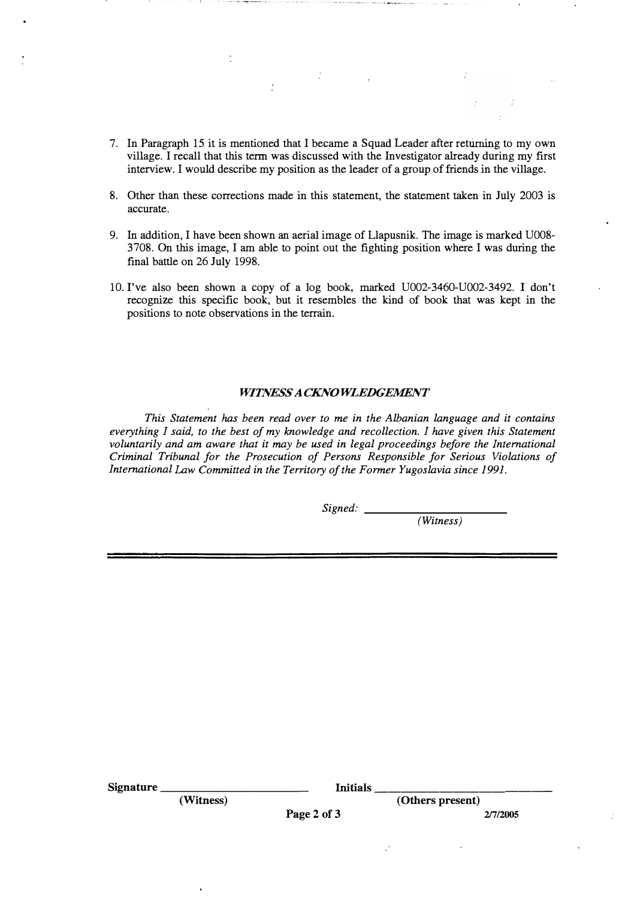7. In Paragraph 15 it is mentioned that I became a Squad Leader after returning to my own village. I recall that this term was discussed with the Investigator already during my first interview. I would describe my position as the leader of a group of friends in the village.

8. Other than these corrections made in this statement, the statement taken in July 2003 is accurate.

9. In addition, I have been shown an aerial image of Llapusnik. The image is marked U008-3708. On this image, I am able to point out the fighting position where I was during the final battle on 26 July 1998.

10. I've also been shown a copy of a log book, marked U002-3460-U002-3492. I don't recognize this specific book, but it resembles the kind of book that was kept in the positions to note observations in the terrain.

### *WITNESS ACKNOWLEDGEMENT*

*This Statement has been read over to me in the Albanian language and it contains everything I said, to the best of my knowledge and recollection. I have given this Statement voluntarily and am aware that it may be used in legal proceedings before the International Criminal Tribunal for the Prosecution of Persons Responsible for Serious Violations of International Law Committed in the Territory of the Former Yugoslavia since 1991.*

*Signed:* ______________________
*(Witness)*

**Signature** ______________________ **Initials** ______________________
**(Witness)** **(Others present)**

**2/7/2005**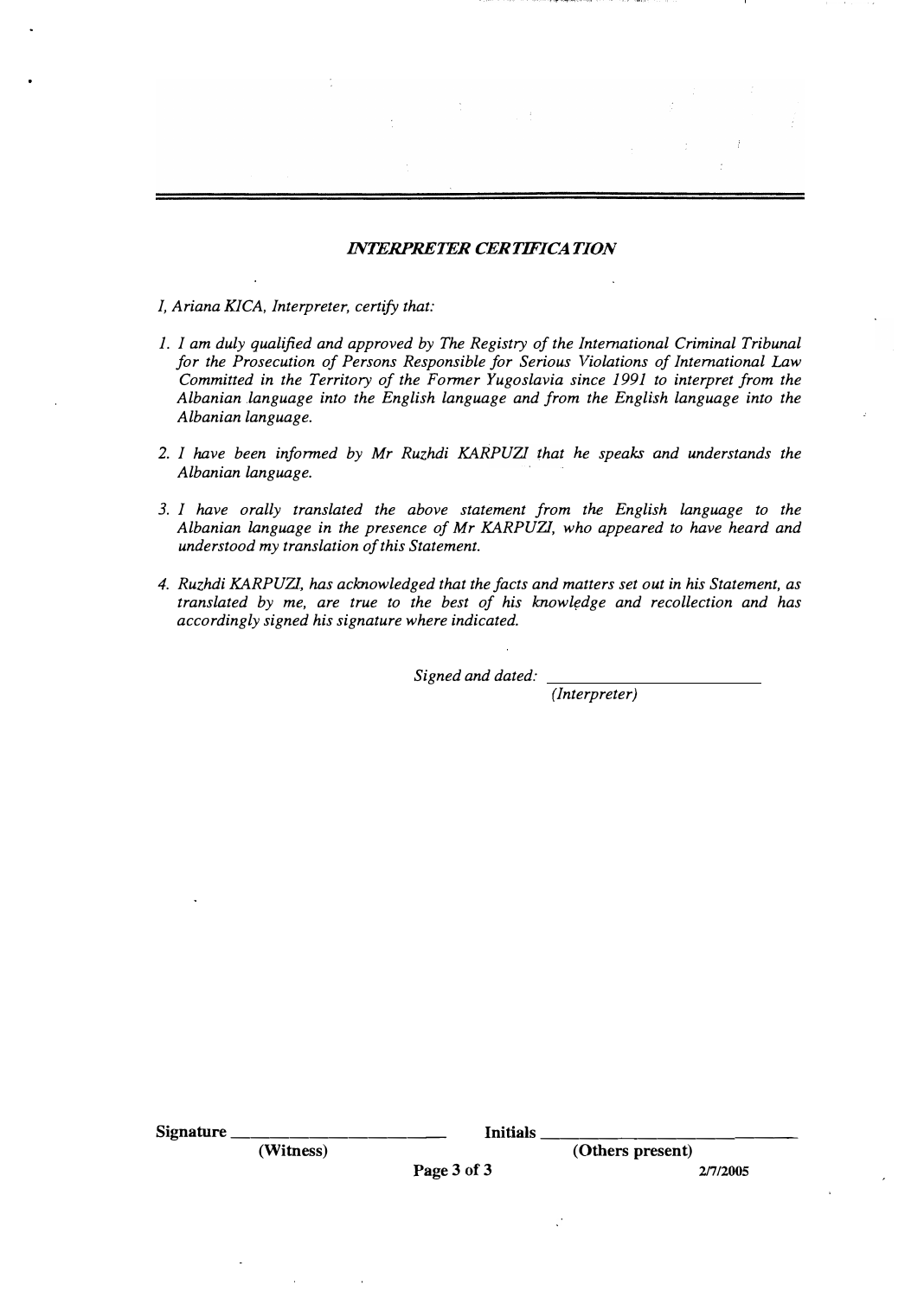## *INTERPRETER CERTIFICATION*

*I, Ariana KICA, Interpreter, certify that:*

1. *I am duly qualified and approved by The Registry of the International Criminal Tribunal for the Prosecution of Persons Responsible for Serious Violations of International Law Committed in the Territory of the Former Yugoslavia since 1991 to interpret from the Albanian language into the English language and from the English language into the Albanian language.*

2. *I have been informed by Mr Ruzhdi KARPUZI that he speaks and understands the Albanian language.*

3. *I have orally translated the above statement from the English language to the Albanian language in the presence of Mr KARPUZI, who appeared to have heard and understood my translation of this Statement.*

4. *Ruzhdi KARPUZI, has acknowledged that the facts and matters set out in his Statement, as translated by me, are true to the best of his knowledge and recollection and has accordingly signed his signature where indicated.*

*Signed and dated:* \_\_\_\_\_\_\_\_\_\_\_\_\_\_\_\_\_\_\_\_\_\_\_\_
*(Interpreter)*

**Signature** \_\_\_\_\_\_\_\_\_\_\_\_\_\_\_\_\_\_\_\_\_\_\_\_ **Initials** \_\_\_\_\_\_\_\_\_\_\_\_\_\_\_\_\_\_\_\_\_\_\_\_
**(Witness)** **(Others present)**

**2/7/2005**